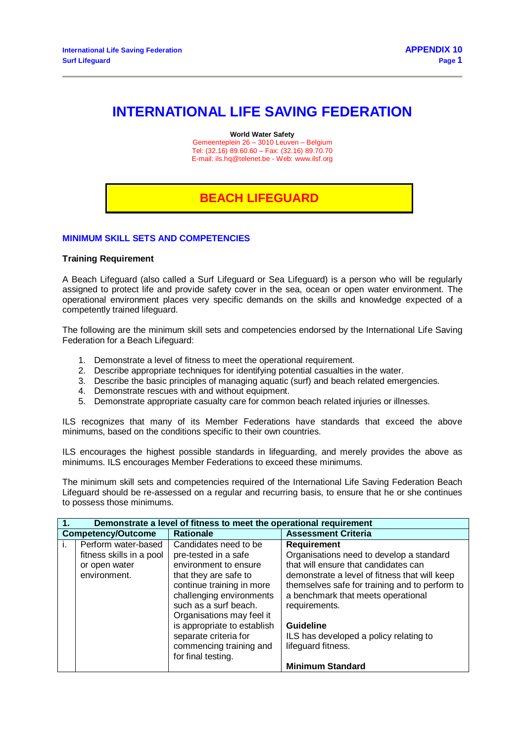# INTERNATIONAL LIFE SAVING FEDERATION

**World Water Safety**
Gemeenteplein 26 – 3010 Leuven – Belgium
Tel: (32.16) 89.60.60 – Fax: (32.16) 89.70.70
E-mail: ils.hq@telenet.be - Web: www.ilsf.org

## BEACH LIFEGUARD

### MINIMUM SKILL SETS AND COMPETENCIES

**Training Requirement**

A Beach Lifeguard (also called a Surf Lifeguard or Sea Lifeguard) is a person who will be regularly assigned to protect life and provide safety cover in the sea, ocean or open water environment. The operational environment places very specific demands on the skills and knowledge expected of a competently trained lifeguard.

The following are the minimum skill sets and competencies endorsed by the International Life Saving Federation for a Beach Lifeguard:

1. Demonstrate a level of fitness to meet the operational requirement.
2. Describe appropriate techniques for identifying potential casualties in the water.
3. Describe the basic principles of managing aquatic (surf) and beach related emergencies.
4. Demonstrate rescues with and without equipment.
5. Demonstrate appropriate casualty care for common beach related injuries or illnesses.

ILS recognizes that many of its Member Federations have standards that exceed the above minimums, based on the conditions specific to their own countries.

ILS encourages the highest possible standards in lifeguarding, and merely provides the above as minimums. ILS encourages Member Federations to exceed these minimums.

The minimum skill sets and competencies required of the International Life Saving Federation Beach Lifeguard should be re-assessed on a regular and recurring basis, to ensure that he or she continues to possess those minimums.

| **1.** | **Demonstrate a level of fitness to meet the operational requirement** | | |
|---|---|---|---|
| | **Competency/Outcome** | **Rationale** | **Assessment Criteria** |
| i. | Perform water-based fitness skills in a pool or open water environment. | Candidates need to be pre-tested in a safe environment to ensure that they are safe to continue training in more challenging environments such as a surf beach. Organisations may feel it is appropriate to establish separate criteria for commencing training and for final testing. | **Requirement**<br>Organisations need to develop a standard that will ensure that candidates can demonstrate a level of fitness that will keep themselves safe for training and to perform to a benchmark that meets operational requirements.<br><br>**Guideline**<br>ILS has developed a policy relating to lifeguard fitness.<br><br>**Minimum Standard** |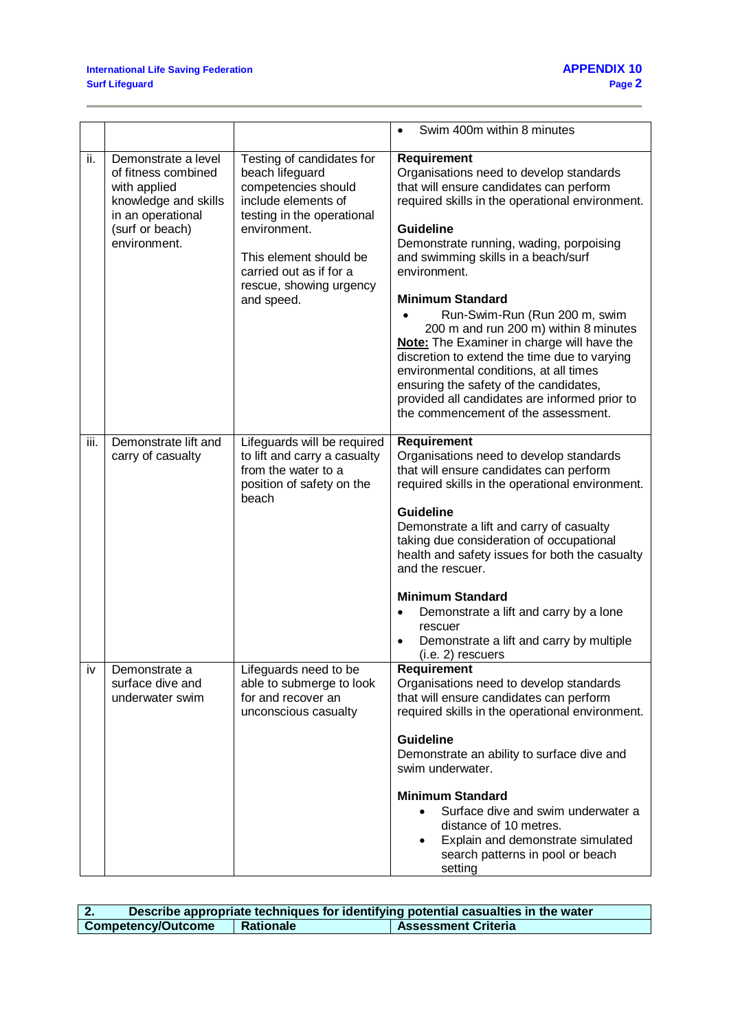| | | | |
|---|---|---|---|
| | | | • Swim 400m within 8 minutes |
| ii. | Demonstrate a level of fitness combined with applied knowledge and skills in an operational (surf or beach) environment. | Testing of candidates for beach lifeguard competencies should include elements of testing in the operational environment.<br><br>This element should be carried out as if for a rescue, showing urgency and speed. | **Requirement**<br>Organisations need to develop standards that will ensure candidates can perform required skills in the operational environment.<br><br>**Guideline**<br>Demonstrate running, wading, porpoising and swimming skills in a beach/surf environment.<br><br>**Minimum Standard**<br>• Run-Swim-Run (Run 200 m, swim 200 m and run 200 m) within 8 minutes<br>**Note:** The Examiner in charge will have the discretion to extend the time due to varying environmental conditions, at all times ensuring the safety of the candidates, provided all candidates are informed prior to the commencement of the assessment. |
| iii. | Demonstrate lift and carry of casualty | Lifeguards will be required to lift and carry a casualty from the water to a position of safety on the beach | **Requirement**<br>Organisations need to develop standards that will ensure candidates can perform required skills in the operational environment.<br><br>**Guideline**<br>Demonstrate a lift and carry of casualty taking due consideration of occupational health and safety issues for both the casualty and the rescuer.<br><br>**Minimum Standard**<br>• Demonstrate a lift and carry by a lone rescuer<br>• Demonstrate a lift and carry by multiple (i.e. 2) rescuers |
| iv | Demonstrate a surface dive and underwater swim | Lifeguards need to be able to submerge to look for and recover an unconscious casualty | **Requirement**<br>Organisations need to develop standards that will ensure candidates can perform required skills in the operational environment.<br><br>**Guideline**<br>Demonstrate an ability to surface dive and swim underwater.<br><br>**Minimum Standard**<br>• Surface dive and swim underwater a distance of 10 metres.<br>• Explain and demonstrate simulated search patterns in pool or beach setting |

| **2.** | **Describe appropriate techniques for identifying potential casualties in the water** | |
|---|---|---|
| **Competency/Outcome** | **Rationale** | **Assessment Criteria** |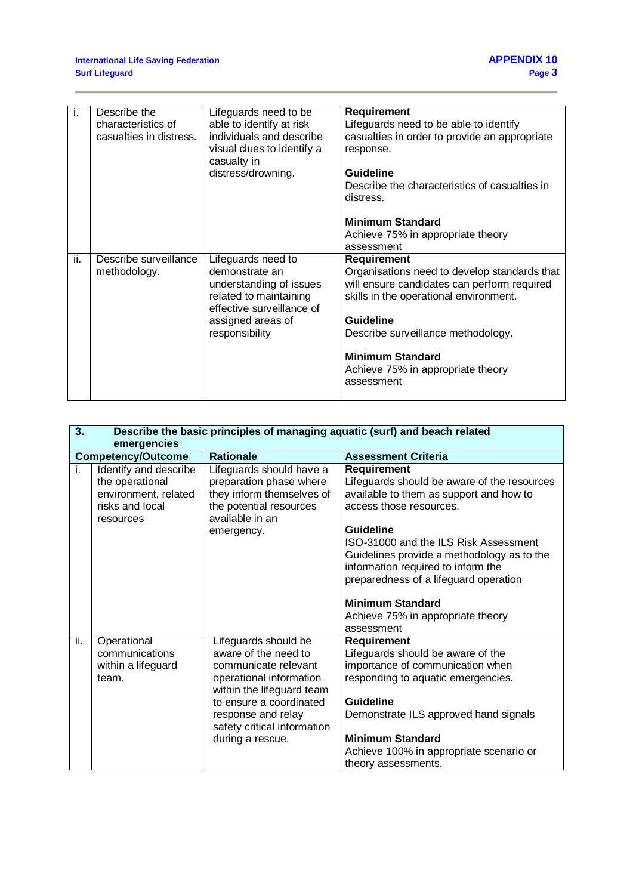| | | | |
|---|---|---|---|
| i. | Describe the characteristics of casualties in distress. | Lifeguards need to be able to identify at risk individuals and describe visual clues to identify a casualty in distress/drowning. | **Requirement**<br>Lifeguards need to be able to identify casualties in order to provide an appropriate response.<br><br>**Guideline**<br>Describe the characteristics of casualties in distress.<br><br>**Minimum Standard**<br>Achieve 75% in appropriate theory assessment |
| ii. | Describe surveillance methodology. | Lifeguards need to demonstrate an understanding of issues related to maintaining effective surveillance of assigned areas of responsibility | **Requirement**<br>Organisations need to develop standards that will ensure candidates can perform required skills in the operational environment.<br><br>**Guideline**<br>Describe surveillance methodology.<br><br>**Minimum Standard**<br>Achieve 75% in appropriate theory assessment |

| **3.** | **Describe the basic principles of managing aquatic (surf) and beach related emergencies** | | |
|---|---|---|---|
| **Competency/Outcome** | | **Rationale** | **Assessment Criteria** |
| i. | Identify and describe the operational environment, related risks and local resources | Lifeguards should have a preparation phase where they inform themselves of the potential resources available in an emergency. | **Requirement**<br>Lifeguards should be aware of the resources available to them as support and how to access those resources.<br><br>**Guideline**<br>ISO-31000 and the ILS Risk Assessment Guidelines provide a methodology as to the information required to inform the preparedness of a lifeguard operation<br><br>**Minimum Standard**<br>Achieve 75% in appropriate theory assessment |
| ii. | Operational communications within a lifeguard team. | Lifeguards should be aware of the need to communicate relevant operational information within the lifeguard team to ensure a coordinated response and relay safety critical information during a rescue. | **Requirement**<br>Lifeguards should be aware of the importance of communication when responding to aquatic emergencies.<br><br>**Guideline**<br>Demonstrate ILS approved hand signals<br><br>**Minimum Standard**<br>Achieve 100% in appropriate scenario or theory assessments. |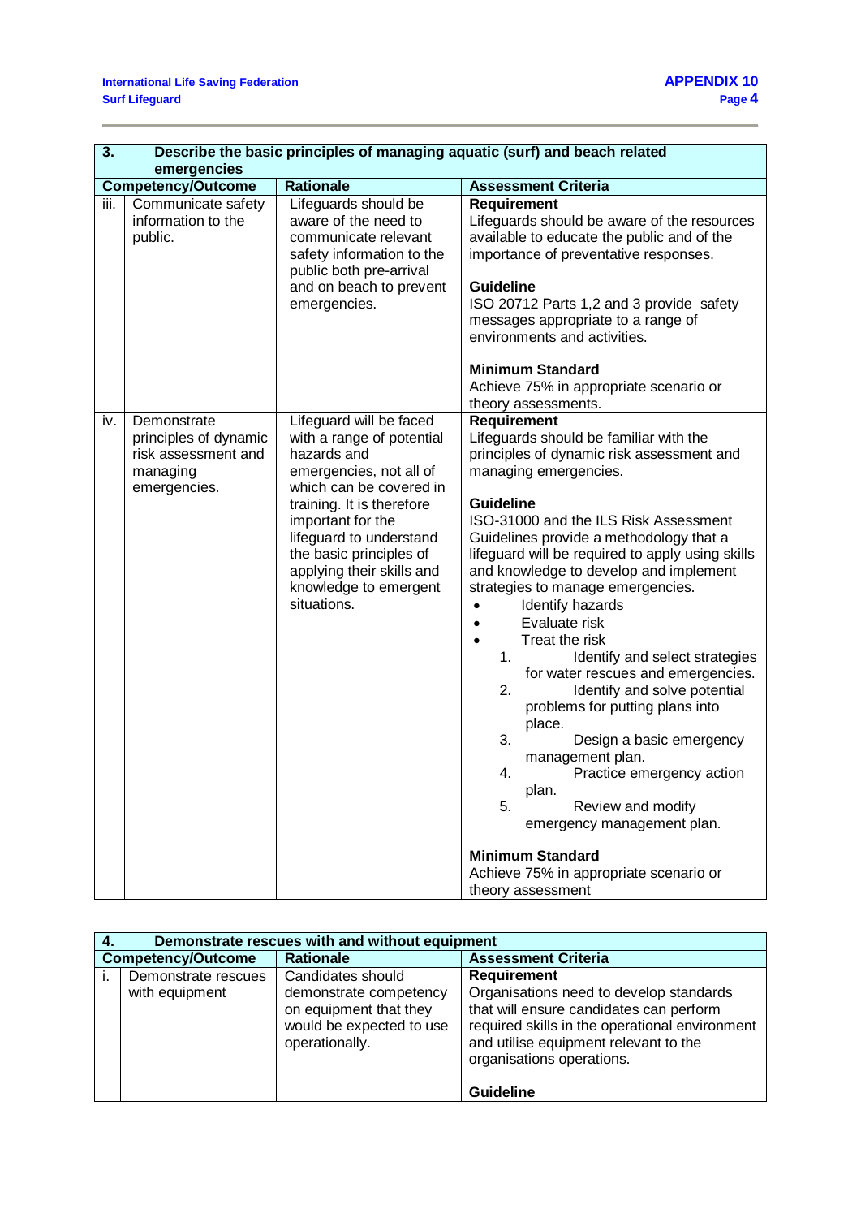| 3. | Describe the basic principles of managing aquatic (surf) and beach related emergencies | | |
|---|---|---|---|
| **Competency/Outcome** | | **Rationale** | **Assessment Criteria** |
| iii. | Communicate safety information to the public. | Lifeguards should be aware of the need to communicate relevant safety information to the public both pre-arrival and on beach to prevent emergencies. | **Requirement**<br>Lifeguards should be aware of the resources available to educate the public and of the importance of preventative responses.<br><br>**Guideline**<br>ISO 20712 Parts 1,2 and 3 provide safety messages appropriate to a range of environments and activities.<br><br>**Minimum Standard**<br>Achieve 75% in appropriate scenario or theory assessments. |
| iv. | Demonstrate principles of dynamic risk assessment and managing emergencies. | Lifeguard will be faced with a range of potential hazards and emergencies, not all of which can be covered in training. It is therefore important for the lifeguard to understand the basic principles of applying their skills and knowledge to emergent situations. | **Requirement**<br>Lifeguards should be familiar with the principles of dynamic risk assessment and managing emergencies.<br><br>**Guideline**<br>ISO-31000 and the ILS Risk Assessment Guidelines provide a methodology that a lifeguard will be required to apply using skills and knowledge to develop and implement strategies to manage emergencies.<br>• Identify hazards<br>• Evaluate risk<br>• Treat the risk<br>1. Identify and select strategies for water rescues and emergencies.<br>2. Identify and solve potential problems for putting plans into place.<br>3. Design a basic emergency management plan.<br>4. Practice emergency action plan.<br>5. Review and modify emergency management plan.<br><br>**Minimum Standard**<br>Achieve 75% in appropriate scenario or theory assessment |

| 4. | Demonstrate rescues with and without equipment | | |
|---|---|---|---|
| **Competency/Outcome** | | **Rationale** | **Assessment Criteria** |
| i. | Demonstrate rescues with equipment | Candidates should demonstrate competency on equipment that they would be expected to use operationally. | **Requirement**<br>Organisations need to develop standards that will ensure candidates can perform required skills in the operational environment and utilise equipment relevant to the organisations operations.<br><br>**Guideline** |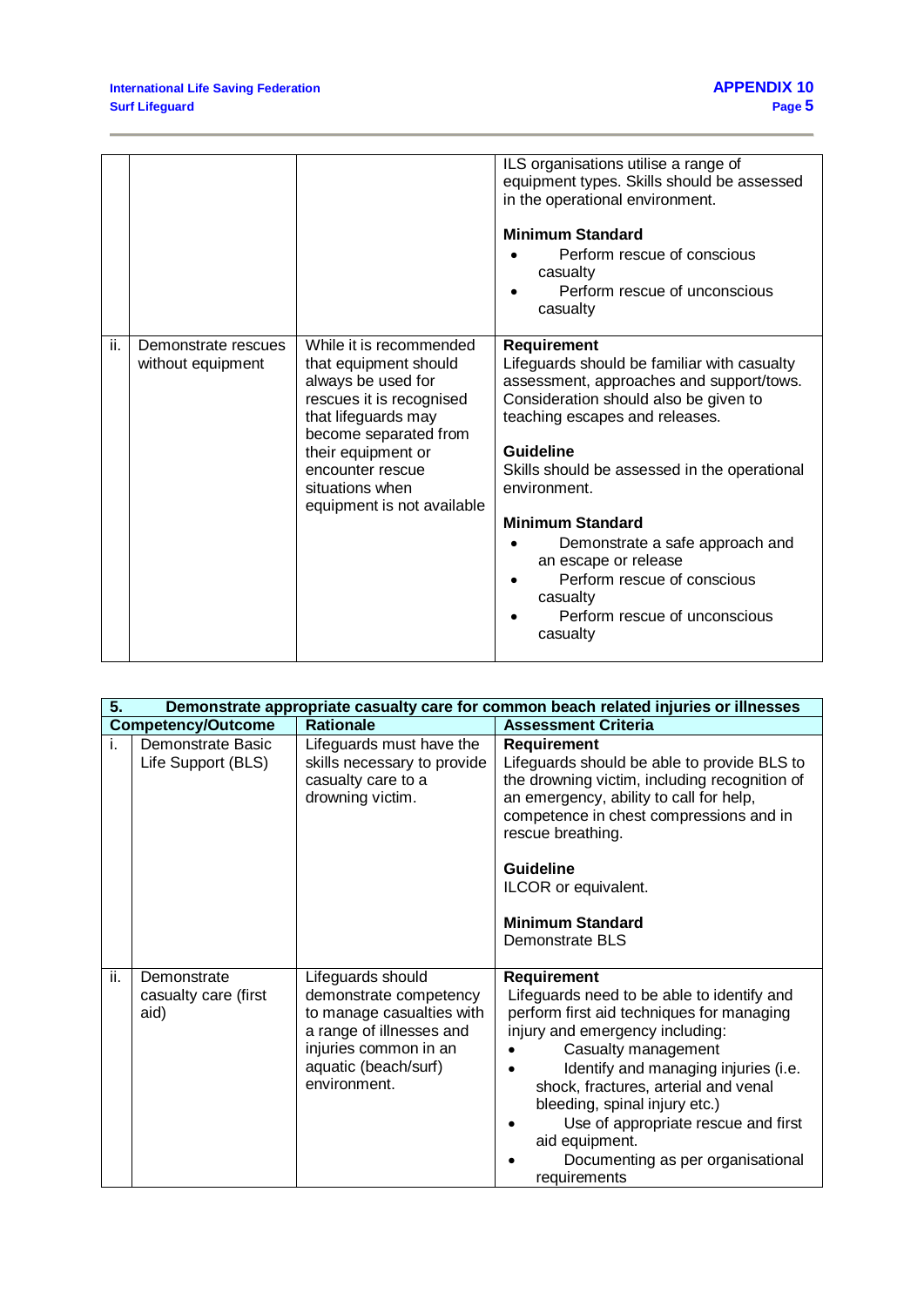| | | | |
|---|---|---|---|
| | | | ILS organisations utilise a range of equipment types. Skills should be assessed in the operational environment.<br><br>**Minimum Standard**<br>• Perform rescue of conscious casualty<br>• Perform rescue of unconscious casualty |
| ii. | Demonstrate rescues without equipment | While it is recommended that equipment should always be used for rescues it is recognised that lifeguards may become separated from their equipment or encounter rescue situations when equipment is not available | **Requirement**<br>Lifeguards should be familiar with casualty assessment, approaches and support/tows. Consideration should also be given to teaching escapes and releases.<br><br>**Guideline**<br>Skills should be assessed in the operational environment.<br><br>**Minimum Standard**<br>• Demonstrate a safe approach and an escape or release<br>• Perform rescue of conscious casualty<br>• Perform rescue of unconscious casualty |

| **5.** | **Demonstrate appropriate casualty care for common beach related injuries or illnesses** | | |
|---|---|---|---|
| **Competency/Outcome** | | **Rationale** | **Assessment Criteria** |
| i. | Demonstrate Basic Life Support (BLS) | Lifeguards must have the skills necessary to provide casualty care to a drowning victim. | **Requirement**<br>Lifeguards should be able to provide BLS to the drowning victim, including recognition of an emergency, ability to call for help, competence in chest compressions and in rescue breathing.<br><br>**Guideline**<br>ILCOR or equivalent.<br><br>**Minimum Standard**<br>Demonstrate BLS |
| ii. | Demonstrate casualty care (first aid) | Lifeguards should demonstrate competency to manage casualties with a range of illnesses and injuries common in an aquatic (beach/surf) environment. | **Requirement**<br>Lifeguards need to be able to identify and perform first aid techniques for managing injury and emergency including:<br>• Casualty management<br>• Identify and managing injuries (i.e. shock, fractures, arterial and venal bleeding, spinal injury etc.)<br>• Use of appropriate rescue and first aid equipment.<br>• Documenting as per organisational requirements |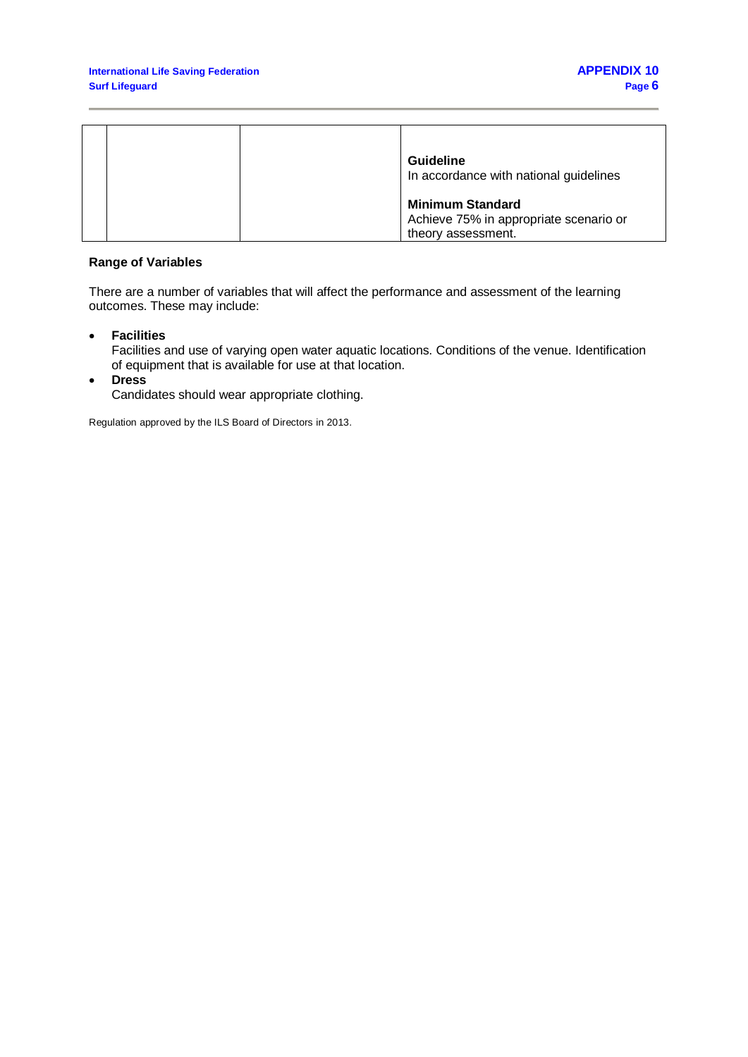| | | | |
|---|---|---|---|
| | | | **Guideline**<br>In accordance with national guidelines<br><br>**Minimum Standard**<br>Achieve 75% in appropriate scenario or theory assessment. |

**Range of Variables**

There are a number of variables that will affect the performance and assessment of the learning outcomes. These may include:

- **Facilities**
  Facilities and use of varying open water aquatic locations. Conditions of the venue. Identification of equipment that is available for use at that location.
- **Dress**
  Candidates should wear appropriate clothing.

Regulation approved by the ILS Board of Directors in 2013.